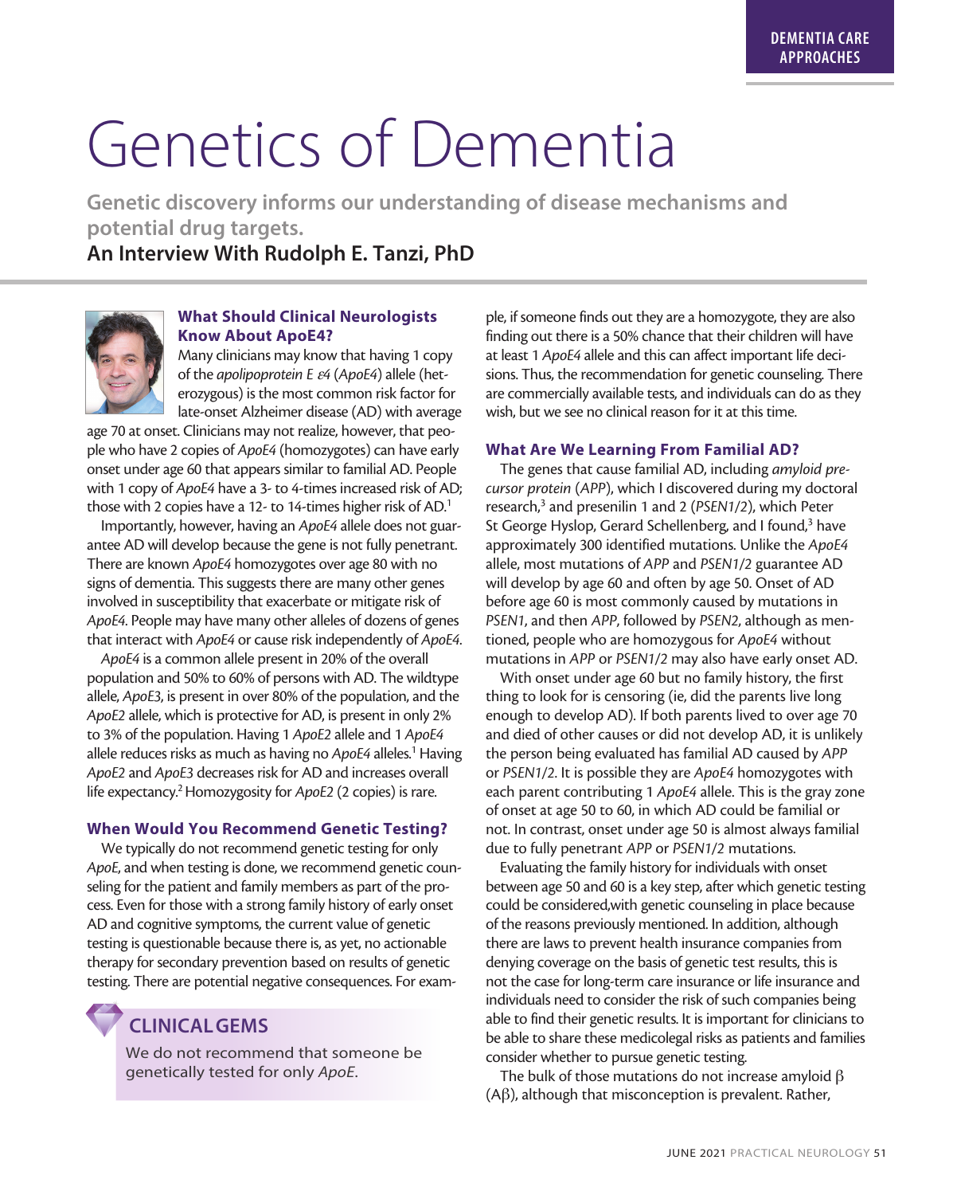DEMENTIA CARE APPROACHES

# Genetics of Dementia

**Genetic discovery informs our understanding of disease mechanisms and potential drug targets.**

**An Interview With Rudolph E. Tanzi, PhD**

### What Should Clinical Neurologists Know About ApoE4?

Many clinicians may know that having 1 copy of the *apolipoprotein E ε4* (*ApoE4*) allele (heterozygous) is the most common risk factor for late-onset Alzheimer disease (AD) with average age 70 at onset. Clinicians may not realize, however, that people who have 2 copies of *ApoE4* (homozygotes) can have early onset under age 60 that appears similar to familial AD. People with 1 copy of *ApoE4* have a 3- to 4-times increased risk of AD; those with 2 copies have a 12- to 14-times higher risk of AD.[1]

Importantly, however, having an *ApoE4* allele does not guarantee AD will develop because the gene is not fully penetrant. There are known *ApoE4* homozygotes over age 80 with no signs of dementia. This suggests there are many other genes involved in susceptibility that exacerbate or mitigate risk of *ApoE4*. People may have many other alleles of dozens of genes that interact with *ApoE4* or cause risk independently of *ApoE4*.

*ApoE4* is a common allele present in 20% of the overall population and 50% to 60% of persons with AD. The wildtype allele, *ApoE3*, is present in over 80% of the population, and the *ApoE2* allele, which is protective for AD, is present in only 2% to 3% of the population. Having 1 *ApoE2* allele and 1 *ApoE4* allele reduces risks as much as having no *ApoE4* alleles.[1] Having *ApoE2* and *ApoE3* decreases risk for AD and increases overall life expectancy.[2] Homozygosity for *ApoE2* (2 copies) is rare.

### When Would You Recommend Genetic Testing?

We typically do not recommend genetic testing for only *ApoE*, and when testing is done, we recommend genetic counseling for the patient and family members as part of the process. Even for those with a strong family history of early onset AD and cognitive symptoms, the current value of genetic testing is questionable because there is, as yet, no actionable therapy for secondary prevention based on results of genetic testing. There are potential negative consequences. For example, if someone finds out they are a homozygote, they are also finding out there is a 50% chance that their children will have at least 1 *ApoE4* allele and this can affect important life decisions. Thus, the recommendation for genetic counseling. There are commercially available tests, and individuals can do as they wish, but we see no clinical reason for it at this time.

> **CLINICAL GEMS**
>
> We do not recommend that someone be genetically tested for only *ApoE*.

### What Are We Learning From Familial AD?

The genes that cause familial AD, including *amyloid precursor protein* (*APP*), which I discovered during my doctoral research,[3] and presenilin 1 and 2 (*PSEN1/2*), which Peter St George Hyslop, Gerard Schellenberg, and I found,[3] have approximately 300 identified mutations. Unlike the *ApoE4* allele, most mutations of *APP* and *PSEN1/2* guarantee AD will develop by age 60 and often by age 50. Onset of AD before age 60 is most commonly caused by mutations in *PSEN1*, and then *APP*, followed by *PSEN2*, although as mentioned, people who are homozygous for *ApoE4* without mutations in *APP* or *PSEN1/2* may also have early onset AD.

With onset under age 60 but no family history, the first thing to look for is censoring (ie, did the parents live long enough to develop AD). If both parents lived to over age 70 and died of other causes or did not develop AD, it is unlikely the person being evaluated has familial AD caused by *APP* or *PSEN1/2*. It is possible they are *ApoE4* homozygotes with each parent contributing 1 *ApoE4* allele. This is the gray zone of onset at age 50 to 60, in which AD could be familial or not. In contrast, onset under age 50 is almost always familial due to fully penetrant *APP* or *PSEN1/2* mutations.

Evaluating the family history for individuals with onset between age 50 and 60 is a key step, after which genetic testing could be considered,with genetic counseling in place because of the reasons previously mentioned. In addition, although there are laws to prevent health insurance companies from denying coverage on the basis of genetic test results, this is not the case for long-term care insurance or life insurance and individuals need to consider the risk of such companies being able to find their genetic results. It is important for clinicians to be able to share these medicolegal risks as patients and families consider whether to pursue genetic testing.

The bulk of those mutations do not increase amyloid β (Aβ), although that misconception is prevalent. Rather,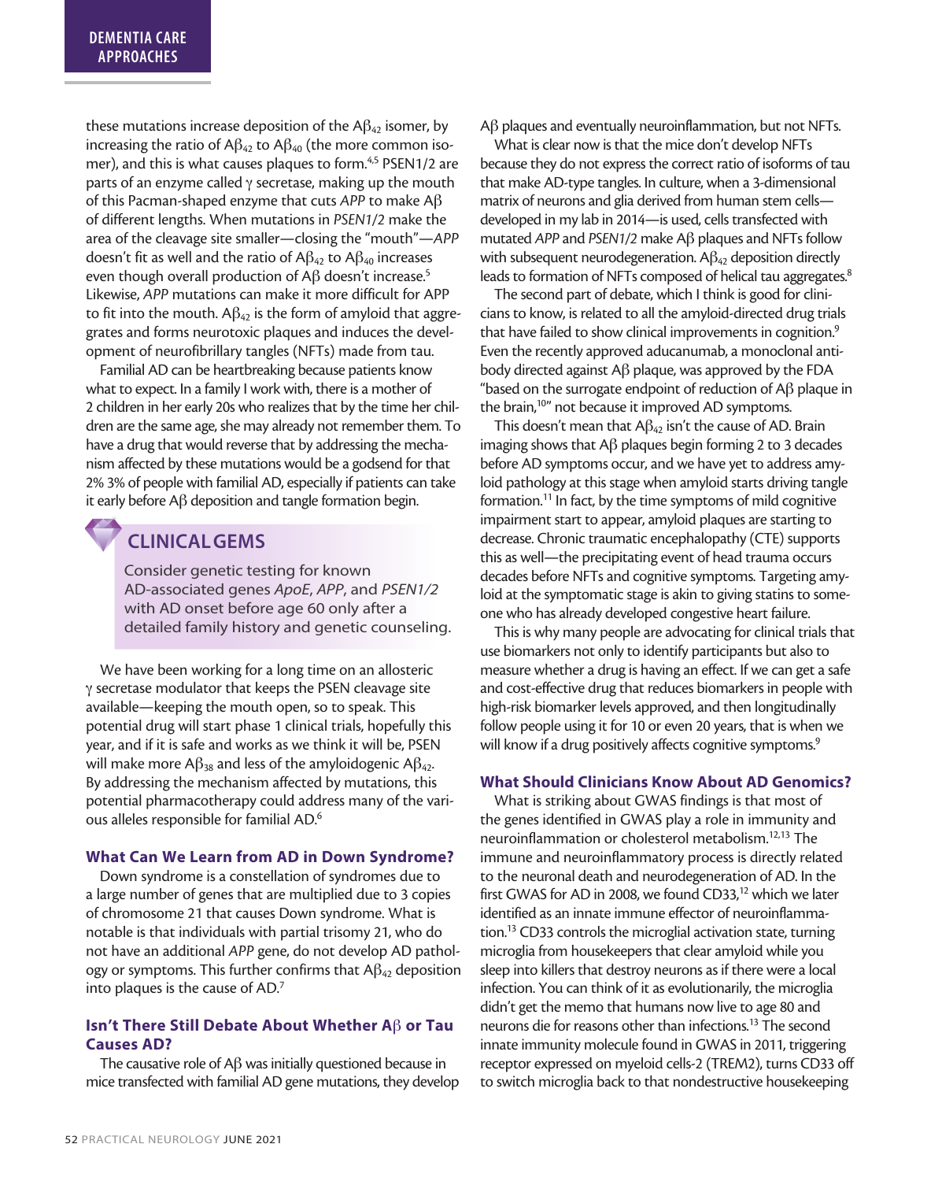these mutations increase deposition of the $A\beta_{42}$ isomer, by increasing the ratio of $A\beta_{42}$ to $A\beta_{40}$ (the more common isomer), and this is what causes plaques to form.[4,5] PSEN1/2 are parts of an enzyme called γ secretase, making up the mouth of this Pacman-shaped enzyme that cuts *APP* to make Aβ of different lengths. When mutations in *PSEN1/2* make the area of the cleavage site smaller—closing the "mouth"—*APP* doesn't fit as well and the ratio of $A\beta_{42}$ to $A\beta_{40}$ increases even though overall production of Aβ doesn't increase.[5] Likewise, *APP* mutations can make it more difficult for APP to fit into the mouth. $A\beta_{42}$ is the form of amyloid that aggregates and forms neurotoxic plaques and induces the development of neurofibrillary tangles (NFTs) made from tau.

Familial AD can be heartbreaking because patients know what to expect. In a family I work with, there is a mother of 2 children in her early 20s who realizes that by the time her children are the same age, she may already not remember them. To have a drug that would reverse that by addressing the mechanism affected by these mutations would be a godsend for that 2% 3% of people with familial AD, especially if patients can take it early before Aβ deposition and tangle formation begin.

## CLINICAL GEMS

Consider genetic testing for known AD-associated genes *ApoE*, *APP*, and *PSEN1/2* with AD onset before age 60 only after a detailed family history and genetic counseling.

We have been working for a long time on an allosteric γ secretase modulator that keeps the PSEN cleavage site available—keeping the mouth open, so to speak. This potential drug will start phase 1 clinical trials, hopefully this year, and if it is safe and works as we think it will be, PSEN will make more $A\beta_{38}$ and less of the amyloidogenic $A\beta_{42}$. By addressing the mechanism affected by mutations, this potential pharmacotherapy could address many of the various alleles responsible for familial AD.[6]

### What Can We Learn from AD in Down Syndrome?

Down syndrome is a constellation of syndromes due to a large number of genes that are multiplied due to 3 copies of chromosome 21 that causes Down syndrome. What is notable is that individuals with partial trisomy 21, who do not have an additional *APP* gene, do not develop AD pathology or symptoms. This further confirms that $A\beta_{42}$ deposition into plaques is the cause of AD.[7]

### Isn't There Still Debate About Whether Aβ or Tau Causes AD?

The causative role of Aβ was initially questioned because in mice transfected with familial AD gene mutations, they develop Aβ plaques and eventually neuroinflammation, but not NFTs.

What is clear now is that the mice don't develop NFTs because they do not express the correct ratio of isoforms of tau that make AD-type tangles. In culture, when a 3-dimensional matrix of neurons and glia derived from human stem cells—developed in my lab in 2014—is used, cells transfected with mutated *APP* and *PSEN1/2* make Aβ plaques and NFTs follow with subsequent neurodegeneration. $A\beta_{42}$ deposition directly leads to formation of NFTs composed of helical tau aggregates.[8]

The second part of debate, which I think is good for clinicians to know, is related to all the amyloid-directed drug trials that have failed to show clinical improvements in cognition.[9] Even the recently approved aducanumab, a monoclonal antibody directed against Aβ plaque, was approved by the FDA "based on the surrogate endpoint of reduction of Aβ plaque in the brain,[10]" not because it improved AD symptoms.

This doesn't mean that $A\beta_{42}$ isn't the cause of AD. Brain imaging shows that Aβ plaques begin forming 2 to 3 decades before AD symptoms occur, and we have yet to address amyloid pathology at this stage when amyloid starts driving tangle formation.[11] In fact, by the time symptoms of mild cognitive impairment start to appear, amyloid plaques are starting to decrease. Chronic traumatic encephalopathy (CTE) supports this as well—the precipitating event of head trauma occurs decades before NFTs and cognitive symptoms. Targeting amyloid at the symptomatic stage is akin to giving statins to someone who has already developed congestive heart failure.

This is why many people are advocating for clinical trials that use biomarkers not only to identify participants but also to measure whether a drug is having an effect. If we can get a safe and cost-effective drug that reduces biomarkers in people with high-risk biomarker levels approved, and then longitudinally follow people using it for 10 or even 20 years, that is when we will know if a drug positively affects cognitive symptoms.[9]

### What Should Clinicians Know About AD Genomics?

What is striking about GWAS findings is that most of the genes identified in GWAS play a role in immunity and neuroinflammation or cholesterol metabolism.[12,13] The immune and neuroinflammatory process is directly related to the neuronal death and neurodegeneration of AD. In the first GWAS for AD in 2008, we found CD33,[12] which we later identified as an innate immune effector of neuroinflammation.[13] CD33 controls the microglial activation state, turning microglia from housekeepers that clear amyloid while you sleep into killers that destroy neurons as if there were a local infection. You can think of it as evolutionarily, the microglia didn't get the memo that humans now live to age 80 and neurons die for reasons other than infections.[13] The second innate immunity molecule found in GWAS in 2011, triggering receptor expressed on myeloid cells-2 (TREM2), turns CD33 off to switch microglia back to that nondestructive housekeeping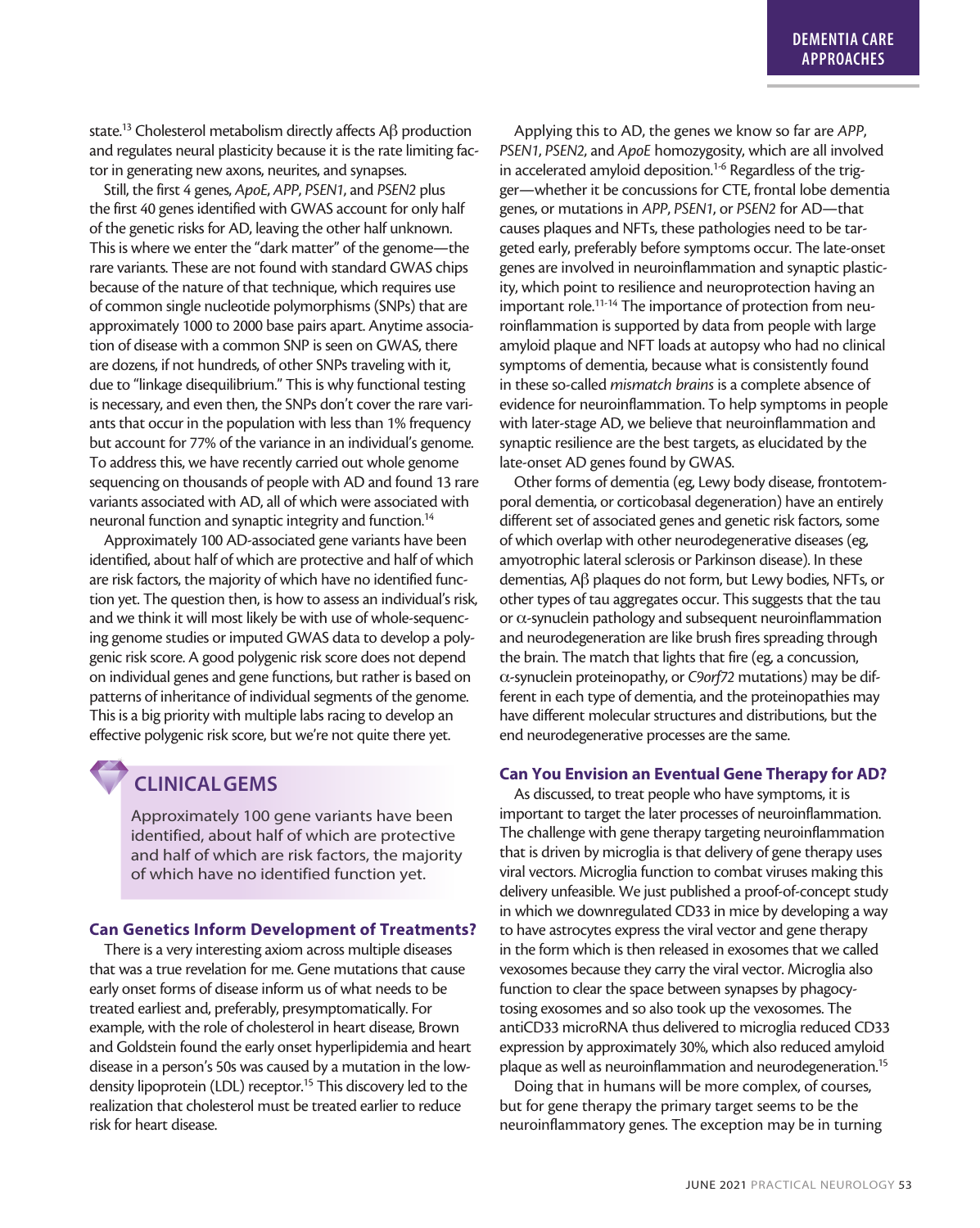state.[13] Cholesterol metabolism directly affects Aβ production and regulates neural plasticity because it is the rate limiting factor in generating new axons, neurites, and synapses.

Still, the first 4 genes, *ApoE*, *APP*, *PSEN1*, and *PSEN2* plus the first 40 genes identified with GWAS account for only half of the genetic risks for AD, leaving the other half unknown. This is where we enter the "dark matter" of the genome—the rare variants. These are not found with standard GWAS chips because of the nature of that technique, which requires use of common single nucleotide polymorphisms (SNPs) that are approximately 1000 to 2000 base pairs apart. Anytime association of disease with a common SNP is seen on GWAS, there are dozens, if not hundreds, of other SNPs traveling with it, due to "linkage disequilibrium." This is why functional testing is necessary, and even then, the SNPs don't cover the rare variants that occur in the population with less than 1% frequency but account for 77% of the variance in an individual's genome. To address this, we have recently carried out whole genome sequencing on thousands of people with AD and found 13 rare variants associated with AD, all of which were associated with neuronal function and synaptic integrity and function.[14]

Approximately 100 AD-associated gene variants have been identified, about half of which are protective and half of which are risk factors, the majority of which have no identified function yet. The question then, is how to assess an individual's risk, and we think it will most likely be with use of whole-sequencing genome studies or imputed GWAS data to develop a polygenic risk score. A good polygenic risk score does not depend on individual genes and gene functions, but rather is based on patterns of inheritance of individual segments of the genome. This is a big priority with multiple labs racing to develop an effective polygenic risk score, but we're not quite there yet.

## CLINICAL GEMS

Approximately 100 gene variants have been identified, about half of which are protective and half of which are risk factors, the majority of which have no identified function yet.

### Can Genetics Inform Development of Treatments?

There is a very interesting axiom across multiple diseases that was a true revelation for me. Gene mutations that cause early onset forms of disease inform us of what needs to be treated earliest and, preferably, presymptomatically. For example, with the role of cholesterol in heart disease, Brown and Goldstein found the early onset hyperlipidemia and heart disease in a person's 50s was caused by a mutation in the low-density lipoprotein (LDL) receptor.[15] This discovery led to the realization that cholesterol must be treated earlier to reduce risk for heart disease.

Applying this to AD, the genes we know so far are *APP*, *PSEN1*, *PSEN2*, and *ApoE* homozygosity, which are all involved in accelerated amyloid deposition.[1-6] Regardless of the trigger—whether it be concussions for CTE, frontal lobe dementia genes, or mutations in *APP*, *PSEN1*, or *PSEN2* for AD—that causes plaques and NFTs, these pathologies need to be targeted early, preferably before symptoms occur. The late-onset genes are involved in neuroinflammation and synaptic plasticity, which point to resilience and neuroprotection having an important role.[11-14] The importance of protection from neuroinflammation is supported by data from people with large amyloid plaque and NFT loads at autopsy who had no clinical symptoms of dementia, because what is consistently found in these so-called *mismatch brains* is a complete absence of evidence for neuroinflammation. To help symptoms in people with later-stage AD, we believe that neuroinflammation and synaptic resilience are the best targets, as elucidated by the late-onset AD genes found by GWAS.

Other forms of dementia (eg, Lewy body disease, frontotemporal dementia, or corticobasal degeneration) have an entirely different set of associated genes and genetic risk factors, some of which overlap with other neurodegenerative diseases (eg, amyotrophic lateral sclerosis or Parkinson disease). In these dementias, Aβ plaques do not form, but Lewy bodies, NFTs, or other types of tau aggregates occur. This suggests that the tau or α-synuclein pathology and subsequent neuroinflammation and neurodegeneration are like brush fires spreading through the brain. The match that lights that fire (eg, a concussion, α-synuclein proteinopathy, or *C9orf72* mutations) may be different in each type of dementia, and the proteinopathies may have different molecular structures and distributions, but the end neurodegenerative processes are the same.

### Can You Envision an Eventual Gene Therapy for AD?

As discussed, to treat people who have symptoms, it is important to target the later processes of neuroinflammation. The challenge with gene therapy targeting neuroinflammation that is driven by microglia is that delivery of gene therapy uses viral vectors. Microglia function to combat viruses making this delivery unfeasible. We just published a proof-of-concept study in which we downregulated CD33 in mice by developing a way to have astrocytes express the viral vector and gene therapy in the form which is then released in exosomes that we called vexosomes because they carry the viral vector. Microglia also function to clear the space between synapses by phagocytosing exosomes and so also took up the vexosomes. The antiCD33 microRNA thus delivered to microglia reduced CD33 expression by approximately 30%, which also reduced amyloid plaque as well as neuroinflammation and neurodegeneration.[15]

Doing that in humans will be more complex, of courses, but for gene therapy the primary target seems to be the neuroinflammatory genes. The exception may be in turning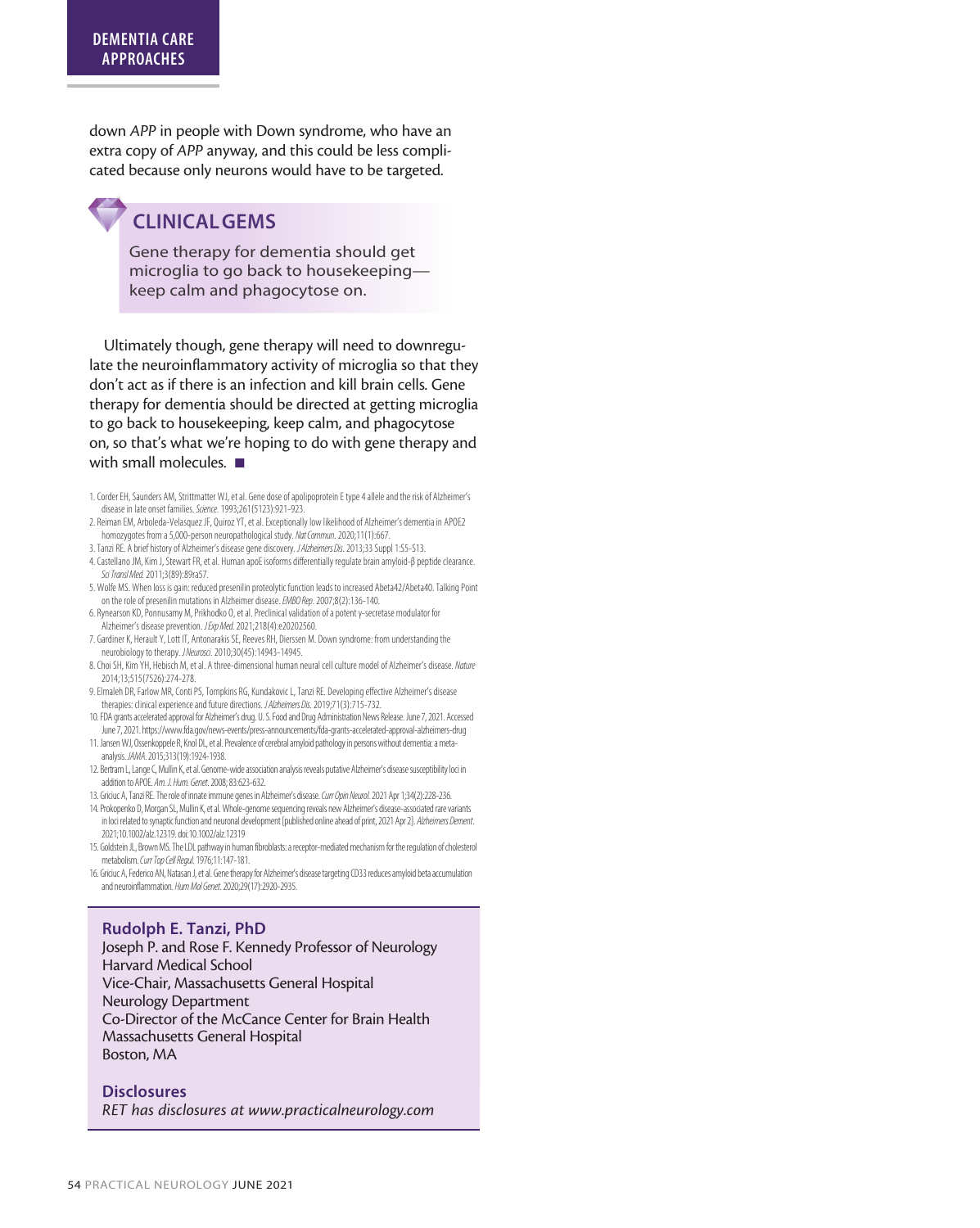down *APP* in people with Down syndrome, who have an extra copy of *APP* anyway, and this could be less complicated because only neurons would have to be targeted.

## CLINICAL GEMS

Gene therapy for dementia should get microglia to go back to housekeeping—keep calm and phagocytose on.

Ultimately though, gene therapy will need to downregulate the neuroinflammatory activity of microglia so that they don't act as if there is an infection and kill brain cells. Gene therapy for dementia should be directed at getting microglia to go back to housekeeping, keep calm, and phagocytose on, so that's what we're hoping to do with gene therapy and with small molecules. ■

1. Corder EH, Saunders AM, Strittmatter WJ, et al. Gene dose of apolipoprotein E type 4 allele and the risk of Alzheimer's disease in late onset families. *Science*. 1993;261(5123):921-923.
2. Reiman EM, Arboleda-Velasquez JF, Quiroz YT, et al. Exceptionally low likelihood of Alzheimer's dementia in APOE2 homozygotes from a 5,000-person neuropathological study. *Nat Commun*. 2020;11(1):667.
3. Tanzi RE. A brief history of Alzheimer's disease gene discovery. *J Alzheimers Dis*. 2013;33 Suppl 1:S5-S13.
4. Castellano JM, Kim J, Stewart FR, et al. Human apoE isoforms differentially regulate brain amyloid-β peptide clearance. *Sci Transl Med*. 2011;3(89):89ra57.
5. Wolfe MS. When loss is gain: reduced presenilin proteolytic function leads to increased Abeta42/Abeta40. Talking Point on the role of presenilin mutations in Alzheimer disease. *EMBO Rep*. 2007;8(2):136-140.
6. Rynearson KD, Ponnusamy M, Prikhodko O, et al. Preclinical validation of a potent γ-secretase modulator for Alzheimer's disease prevention. *J Exp Med*. 2021;218(4):e20202560.
7. Gardiner K, Herault Y, Lott IT, Antonarakis SE, Reeves RH, Dierssen M. Down syndrome: from understanding the neurobiology to therapy. *J Neurosci*. 2010;30(45):14943-14945.
8. Choi SH, Kim YH, Hebisch M, et al. A three-dimensional human neural cell culture model of Alzheimer's disease. *Nature* 2014;13;515(7526):274-278.
9. Elmaleh DR, Farlow MR, Conti PS, Tompkins RG, Kundakovic L, Tanzi RE. Developing effective Alzheimer's disease therapies: clinical experience and future directions. *J Alzheimers Dis*. 2019;71(3):715-732.
10. FDA grants accelerated approval for Alzheimer's drug. U. S. Food and Drug Administration News Release. June 7, 2021. Accessed June 7, 2021. https://www.fda.gov/news-events/press-announcements/fda-grants-accelerated-approval-alzheimers-drug
11. Jansen WJ, Ossenkoppele R, Knol DL, et al. Prevalence of cerebral amyloid pathology in persons without dementia: a meta-analysis. *JAMA*. 2015;313(19):1924-1938.
12. Bertram L, Lange C, Mullin K, et al. Genome-wide association analysis reveals putative Alzheimer's disease susceptibility loci in addition to APOE. *Am. J. Hum. Genet*. 2008; 83:623-632.
13. Griciuc A, Tanzi RE. The role of innate immune genes in Alzheimer's disease. *Curr Opin Neurol*. 2021 Apr 1;34(2):228-236.
14. Prokopenko D, Morgan SL, Mullin K, et al. Whole-genome sequencing reveals new Alzheimer's disease-associated rare variants in loci related to synaptic function and neuronal development [published online ahead of print, 2021 Apr 2]. *Alzheimers Dement*. 2021;10.1002/alz.12319. doi:10.1002/alz.12319
15. Goldstein JL, Brown MS. The LDL pathway in human fibroblasts: a receptor-mediated mechanism for the regulation of cholesterol metabolism. *Curr Top Cell Regul*. 1976;11:147-181.
16. Griciuc A, Federico AN, Natasan J, et al. Gene therapy for Alzheimer's disease targeting CD33 reduces amyloid beta accumulation and neuroinflammation. *Hum Mol Genet*. 2020;29(17):2920-2935.

**Rudolph E. Tanzi, PhD**
Joseph P. and Rose F. Kennedy Professor of Neurology
Harvard Medical School
Vice-Chair, Massachusetts General Hospital
Neurology Department
Co-Director of the McCance Center for Brain Health
Massachusetts General Hospital
Boston, MA

**Disclosures**
*RET has disclosures at www.practicalneurology.com*